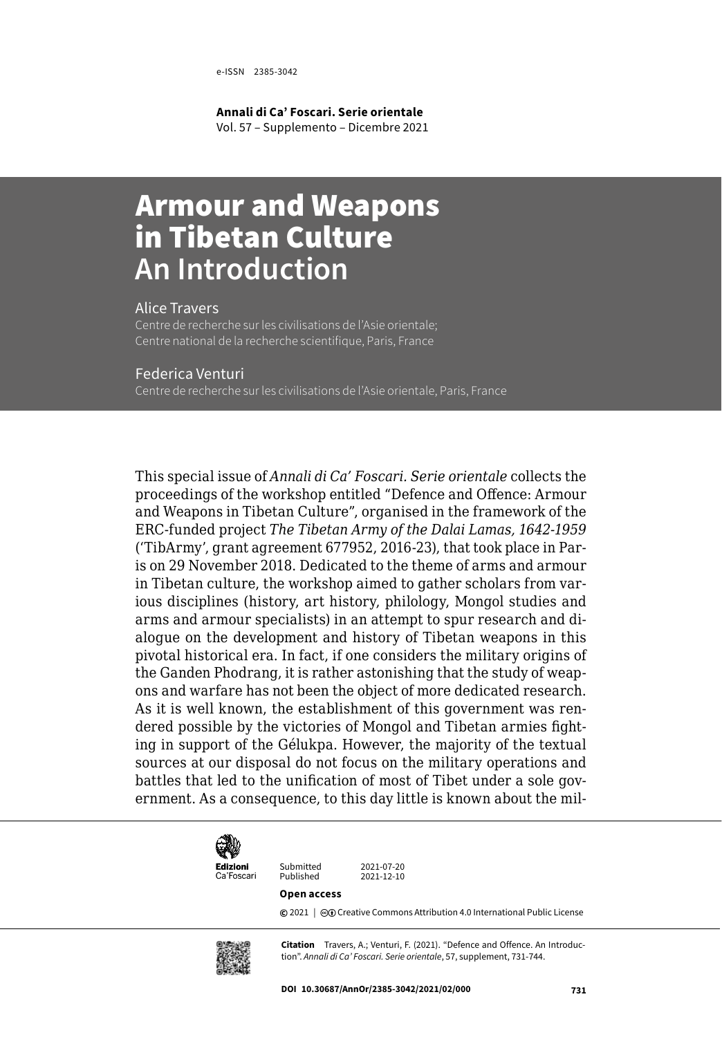e-ISSN 2385-3042

**Annali di Ca' Foscari. Serie orientale**
Vol. 57 – Supplemento – Dicembre 2021

# Armour and Weapons in Tibetan Culture
## An Introduction

Alice Travers
Centre de recherche sur les civilisations de l'Asie orientale;
Centre national de la recherche scientifique, Paris, France

Federica Venturi
Centre de recherche sur les civilisations de l'Asie orientale, Paris, France

This special issue of *Annali di Ca' Foscari. Serie orientale* collects the proceedings of the workshop entitled "Defence and Offence: Armour and Weapons in Tibetan Culture", organised in the framework of the ERC-funded project *The Tibetan Army of the Dalai Lamas, 1642-1959* ('TibArmy', grant agreement 677952, 2016-23), that took place in Paris on 29 November 2018. Dedicated to the theme of arms and armour in Tibetan culture, the workshop aimed to gather scholars from various disciplines (history, art history, philology, Mongol studies and arms and armour specialists) in an attempt to spur research and dialogue on the development and history of Tibetan weapons in this pivotal historical era. In fact, if one considers the military origins of the Ganden Phodrang, it is rather astonishing that the study of weapons and warfare has not been the object of more dedicated research. As it is well known, the establishment of this government was rendered possible by the victories of Mongol and Tibetan armies fighting in support of the Gélukpa. However, the majority of the textual sources at our disposal do not focus on the military operations and battles that led to the unification of most of Tibet under a sole government. As a consequence, to this day little is known about the mil-

Edizioni Ca'Foscari

Submitted 2021-07-20
Published 2021-12-10

**Open access**

© 2021 | Creative Commons Attribution 4.0 International Public License

**Citation** Travers, A.; Venturi, F. (2021). "Defence and Offence. An Introduction". *Annali di Ca' Foscari. Serie orientale*, 57, supplement, 731-744.

**DOI 10.30687/AnnOr/2385-3042/2021/02/000**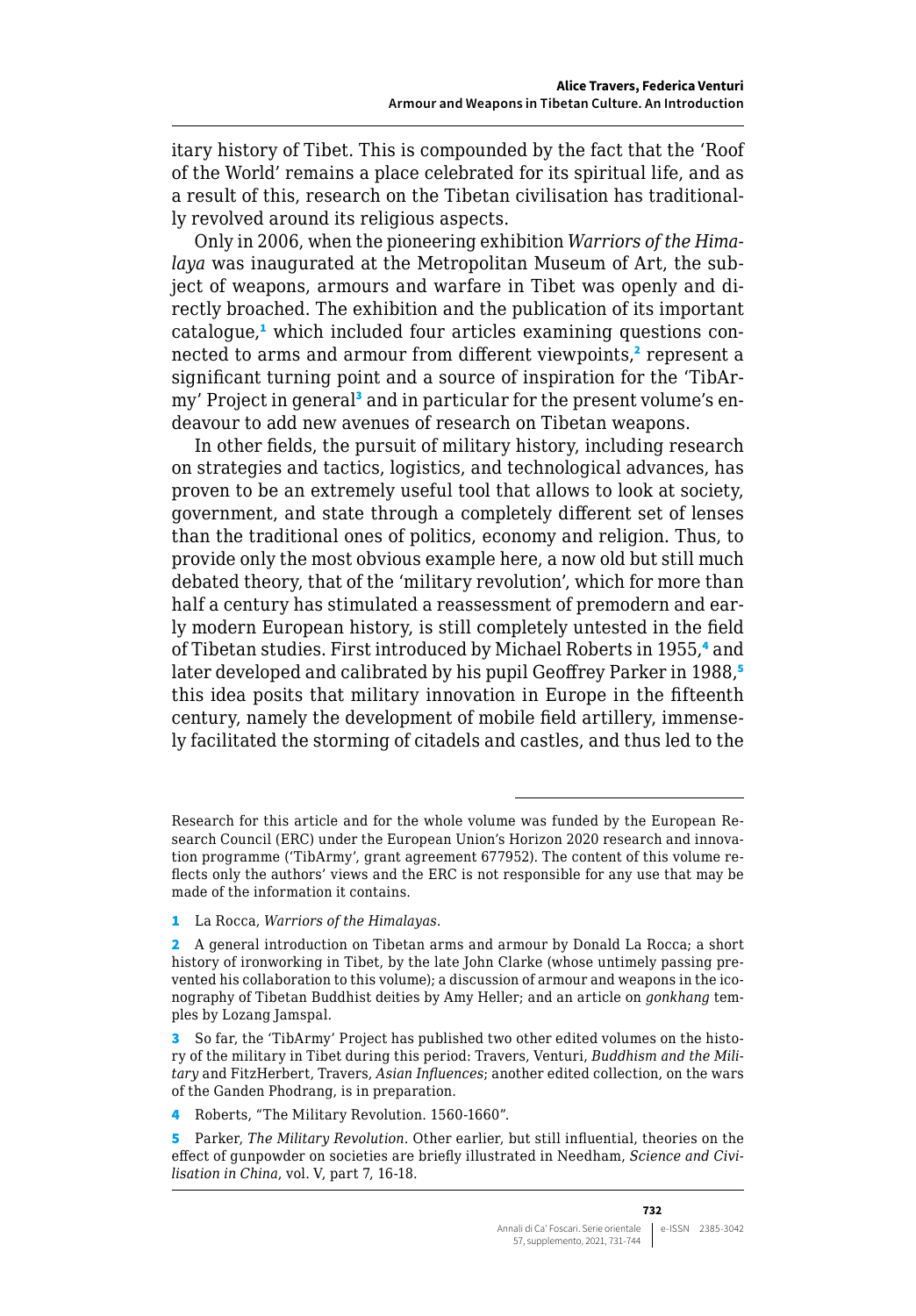itary history of Tibet. This is compounded by the fact that the 'Roof of the World' remains a place celebrated for its spiritual life, and as a result of this, research on the Tibetan civilisation has traditionally revolved around its religious aspects.

Only in 2006, when the pioneering exhibition *Warriors of the Himalaya* was inaugurated at the Metropolitan Museum of Art, the subject of weapons, armours and warfare in Tibet was openly and directly broached. The exhibition and the publication of its important catalogue,[1] which included four articles examining questions connected to arms and armour from different viewpoints,[2] represent a significant turning point and a source of inspiration for the 'TibArmy' Project in general[3] and in particular for the present volume's endeavour to add new avenues of research on Tibetan weapons.

In other fields, the pursuit of military history, including research on strategies and tactics, logistics, and technological advances, has proven to be an extremely useful tool that allows to look at society, government, and state through a completely different set of lenses than the traditional ones of politics, economy and religion. Thus, to provide only the most obvious example here, a now old but still much debated theory, that of the 'military revolution', which for more than half a century has stimulated a reassessment of premodern and early modern European history, is still completely untested in the field of Tibetan studies. First introduced by Michael Roberts in 1955,[4] and later developed and calibrated by his pupil Geoffrey Parker in 1988,[5] this idea posits that military innovation in Europe in the fifteenth century, namely the development of mobile field artillery, immensely facilitated the storming of citadels and castles, and thus led to the

---

Research for this article and for the whole volume was funded by the European Research Council (ERC) under the European Union's Horizon 2020 research and innovation programme ('TibArmy', grant agreement 677952). The content of this volume reflects only the authors' views and the ERC is not responsible for any use that may be made of the information it contains.

1 La Rocca, *Warriors of the Himalayas*.

2 A general introduction on Tibetan arms and armour by Donald La Rocca; a short history of ironworking in Tibet, by the late John Clarke (whose untimely passing prevented his collaboration to this volume); a discussion of armour and weapons in the iconography of Tibetan Buddhist deities by Amy Heller; and an article on *gonkhang* temples by Lozang Jamspal.

3 So far, the 'TibArmy' Project has published two other edited volumes on the history of the military in Tibet during this period: Travers, Venturi, *Buddhism and the Military* and FitzHerbert, Travers, *Asian Influences*; another edited collection, on the wars of the Ganden Phodrang, is in preparation.

4 Roberts, "The Military Revolution. 1560-1660".

5 Parker, *The Military Revolution*. Other earlier, but still influential, theories on the effect of gunpowder on societies are briefly illustrated in Needham, *Science and Civilisation in China*, vol. V, part 7, 16-18.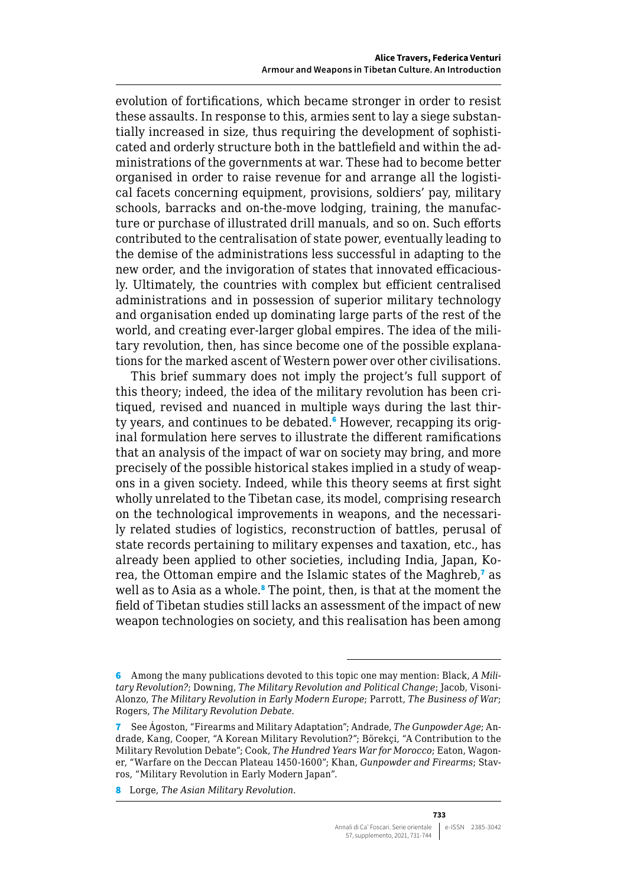evolution of fortifications, which became stronger in order to resist these assaults. In response to this, armies sent to lay a siege substantially increased in size, thus requiring the development of sophisticated and orderly structure both in the battlefield and within the administrations of the governments at war. These had to become better organised in order to raise revenue for and arrange all the logistical facets concerning equipment, provisions, soldiers' pay, military schools, barracks and on-the-move lodging, training, the manufacture or purchase of illustrated drill manuals, and so on. Such efforts contributed to the centralisation of state power, eventually leading to the demise of the administrations less successful in adapting to the new order, and the invigoration of states that innovated efficaciously. Ultimately, the countries with complex but efficient centralised administrations and in possession of superior military technology and organisation ended up dominating large parts of the rest of the world, and creating ever-larger global empires. The idea of the military revolution, then, has since become one of the possible explanations for the marked ascent of Western power over other civilisations.

This brief summary does not imply the project's full support of this theory; indeed, the idea of the military revolution has been critiqued, revised and nuanced in multiple ways during the last thirty years, and continues to be debated.[6] However, recapping its original formulation here serves to illustrate the different ramifications that an analysis of the impact of war on society may bring, and more precisely of the possible historical stakes implied in a study of weapons in a given society. Indeed, while this theory seems at first sight wholly unrelated to the Tibetan case, its model, comprising research on the technological improvements in weapons, and the necessarily related studies of logistics, reconstruction of battles, perusal of state records pertaining to military expenses and taxation, etc., has already been applied to other societies, including India, Japan, Korea, the Ottoman empire and the Islamic states of the Maghreb,[7] as well as to Asia as a whole.[8] The point, then, is that at the moment the field of Tibetan studies still lacks an assessment of the impact of new weapon technologies on society, and this realisation has been among

---

6 Among the many publications devoted to this topic one may mention: Black, *A Military Revolution?*; Downing, *The Military Revolution and Political Change*; Jacob, Visoni-Alonzo, *The Military Revolution in Early Modern Europe*; Parrott, *The Business of War*; Rogers, *The Military Revolution Debate*.

7 See Ágoston, "Firearms and Military Adaptation"; Andrade, *The Gunpowder Age*; Andrade, Kang, Cooper, "A Korean Military Revolution?"; Börekçi, "A Contribution to the Military Revolution Debate"; Cook, *The Hundred Years War for Morocco*; Eaton, Wagoner, "Warfare on the Deccan Plateau 1450-1600"; Khan, *Gunpowder and Firearms*; Stavros, "Military Revolution in Early Modern Japan".

8 Lorge, *The Asian Military Revolution*.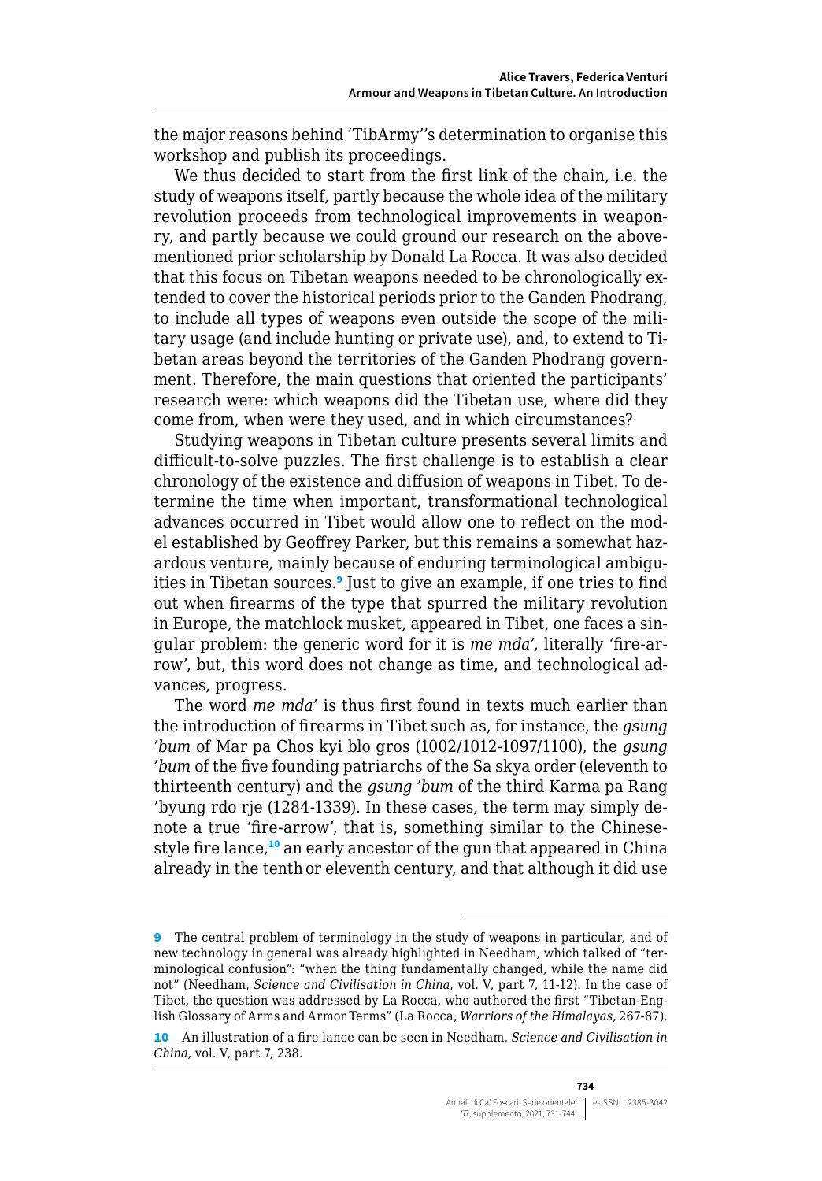the major reasons behind 'TibArmy''s determination to organise this workshop and publish its proceedings.

We thus decided to start from the first link of the chain, i.e. the study of weapons itself, partly because the whole idea of the military revolution proceeds from technological improvements in weaponry, and partly because we could ground our research on the abovementioned prior scholarship by Donald La Rocca. It was also decided that this focus on Tibetan weapons needed to be chronologically extended to cover the historical periods prior to the Ganden Phodrang, to include all types of weapons even outside the scope of the military usage (and include hunting or private use), and, to extend to Tibetan areas beyond the territories of the Ganden Phodrang government. Therefore, the main questions that oriented the participants' research were: which weapons did the Tibetan use, where did they come from, when were they used, and in which circumstances?

Studying weapons in Tibetan culture presents several limits and difficult-to-solve puzzles. The first challenge is to establish a clear chronology of the existence and diffusion of weapons in Tibet. To determine the time when important, transformational technological advances occurred in Tibet would allow one to reflect on the model established by Geoffrey Parker, but this remains a somewhat hazardous venture, mainly because of enduring terminological ambiguities in Tibetan sources.[9] Just to give an example, if one tries to find out when firearms of the type that spurred the military revolution in Europe, the matchlock musket, appeared in Tibet, one faces a singular problem: the generic word for it is *me mda'*, literally 'fire-arrow', but, this word does not change as time, and technological advances, progress.

The word *me mda'* is thus first found in texts much earlier than the introduction of firearms in Tibet such as, for instance, the *gsung 'bum* of Mar pa Chos kyi blo gros (1002/1012-1097/1100), the *gsung 'bum* of the five founding patriarchs of the Sa skya order (eleventh to thirteenth century) and the *gsung 'bum* of the third Karma pa Rang 'byung rdo rje (1284-1339). In these cases, the term may simply denote a true 'fire-arrow', that is, something similar to the Chinese-style fire lance,[10] an early ancestor of the gun that appeared in China already in the tenth or eleventh century, and that although it did use

---

[9] The central problem of terminology in the study of weapons in particular, and of new technology in general was already highlighted in Needham, which talked of "terminological confusion": "when the thing fundamentally changed, while the name did not" (Needham, *Science and Civilisation in China*, vol. V, part 7, 11-12). In the case of Tibet, the question was addressed by La Rocca, who authored the first "Tibetan-English Glossary of Arms and Armor Terms" (La Rocca, *Warriors of the Himalayas*, 267-87).

[10] An illustration of a fire lance can be seen in Needham, *Science and Civilisation in China*, vol. V, part 7, 238.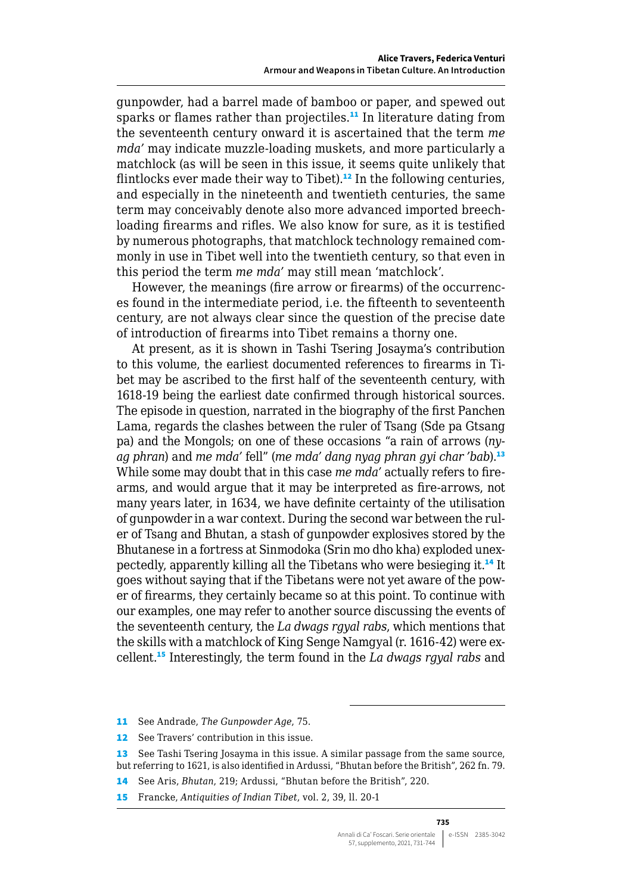gunpowder, had a barrel made of bamboo or paper, and spewed out sparks or flames rather than projectiles.[11] In literature dating from the seventeenth century onward it is ascertained that the term *me mda'* may indicate muzzle-loading muskets, and more particularly a matchlock (as will be seen in this issue, it seems quite unlikely that flintlocks ever made their way to Tibet).[12] In the following centuries, and especially in the nineteenth and twentieth centuries, the same term may conceivably denote also more advanced imported breech-loading firearms and rifles. We also know for sure, as it is testified by numerous photographs, that matchlock technology remained commonly in use in Tibet well into the twentieth century, so that even in this period the term *me mda'* may still mean 'matchlock'.

However, the meanings (fire arrow or firearms) of the occurrences found in the intermediate period, i.e. the fifteenth to seventeenth century, are not always clear since the question of the precise date of introduction of firearms into Tibet remains a thorny one.

At present, as it is shown in Tashi Tsering Josayma's contribution to this volume, the earliest documented references to firearms in Tibet may be ascribed to the first half of the seventeenth century, with 1618-19 being the earliest date confirmed through historical sources. The episode in question, narrated in the biography of the first Panchen Lama, regards the clashes between the ruler of Tsang (Sde pa Gtsang pa) and the Mongols; on one of these occasions "a rain of arrows (*nyag phran*) and *me mda'* fell" (*me mda' dang nyag phran gyi char 'bab*).[13] While some may doubt that in this case *me mda'* actually refers to firearms, and would argue that it may be interpreted as fire-arrows, not many years later, in 1634, we have definite certainty of the utilisation of gunpowder in a war context. During the second war between the ruler of Tsang and Bhutan, a stash of gunpowder explosives stored by the Bhutanese in a fortress at Sinmodoka (Srin mo dho kha) exploded unexpectedly, apparently killing all the Tibetans who were besieging it.[14] It goes without saying that if the Tibetans were not yet aware of the power of firearms, they certainly became so at this point. To continue with our examples, one may refer to another source discussing the events of the seventeenth century, the *La dwags rgyal rabs*, which mentions that the skills with a matchlock of King Senge Namgyal (r. 1616-42) were excellent.[15] Interestingly, the term found in the *La dwags rgyal rabs* and

---

11 See Andrade, *The Gunpowder Age*, 75.

12 See Travers' contribution in this issue.

13 See Tashi Tsering Josayma in this issue. A similar passage from the same source, but referring to 1621, is also identified in Ardussi, "Bhutan before the British", 262 fn. 79.

14 See Aris, *Bhutan*, 219; Ardussi, "Bhutan before the British", 220.

15 Francke, *Antiquities of Indian Tibet*, vol. 2, 39, ll. 20-1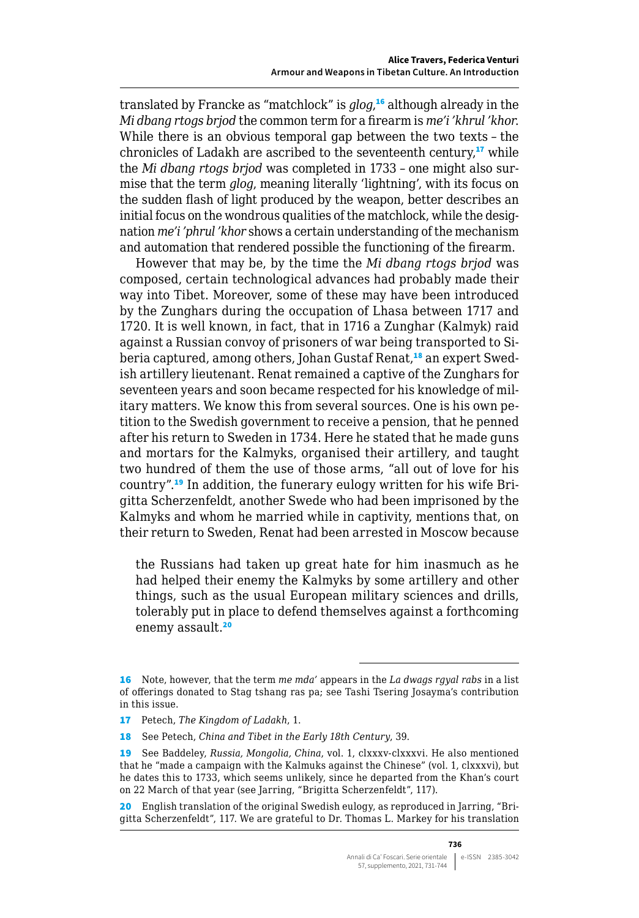translated by Francke as "matchlock" is *glog*,[16] although already in the *Mi dbang rtogs brjod* the common term for a firearm is *me'i 'khrul 'khor*. While there is an obvious temporal gap between the two texts – the chronicles of Ladakh are ascribed to the seventeenth century,[17] while the *Mi dbang rtogs brjod* was completed in 1733 – one might also surmise that the term *glog*, meaning literally 'lightning', with its focus on the sudden flash of light produced by the weapon, better describes an initial focus on the wondrous qualities of the matchlock, while the designation *me'i 'phrul 'khor* shows a certain understanding of the mechanism and automation that rendered possible the functioning of the firearm.

However that may be, by the time the *Mi dbang rtogs brjod* was composed, certain technological advances had probably made their way into Tibet. Moreover, some of these may have been introduced by the Zunghars during the occupation of Lhasa between 1717 and 1720. It is well known, in fact, that in 1716 a Zunghar (Kalmyk) raid against a Russian convoy of prisoners of war being transported to Siberia captured, among others, Johan Gustaf Renat,[18] an expert Swedish artillery lieutenant. Renat remained a captive of the Zunghars for seventeen years and soon became respected for his knowledge of military matters. We know this from several sources. One is his own petition to the Swedish government to receive a pension, that he penned after his return to Sweden in 1734. Here he stated that he made guns and mortars for the Kalmyks, organised their artillery, and taught two hundred of them the use of those arms, "all out of love for his country".[19] In addition, the funerary eulogy written for his wife Brigitta Scherzenfeldt, another Swede who had been imprisoned by the Kalmyks and whom he married while in captivity, mentions that, on their return to Sweden, Renat had been arrested in Moscow because

> the Russians had taken up great hate for him inasmuch as he had helped their enemy the Kalmyks by some artillery and other things, such as the usual European military sciences and drills, tolerably put in place to defend themselves against a forthcoming enemy assault.[20]

---

16 Note, however, that the term *me mda'* appears in the *La dwags rgyal rabs* in a list of offerings donated to Stag tshang ras pa; see Tashi Tsering Josayma's contribution in this issue.

17 Petech, *The Kingdom of Ladakh*, 1.

18 See Petech, *China and Tibet in the Early 18th Century*, 39.

19 See Baddeley, *Russia, Mongolia, China*, vol. 1, clxxxv-clxxxvi. He also mentioned that he "made a campaign with the Kalmuks against the Chinese" (vol. 1, clxxxvi), but he dates this to 1733, which seems unlikely, since he departed from the Khan's court on 22 March of that year (see Jarring, "Brigitta Scherzenfeldt", 117).

20 English translation of the original Swedish eulogy, as reproduced in Jarring, "Brigitta Scherzenfeldt", 117. We are grateful to Dr. Thomas L. Markey for his translation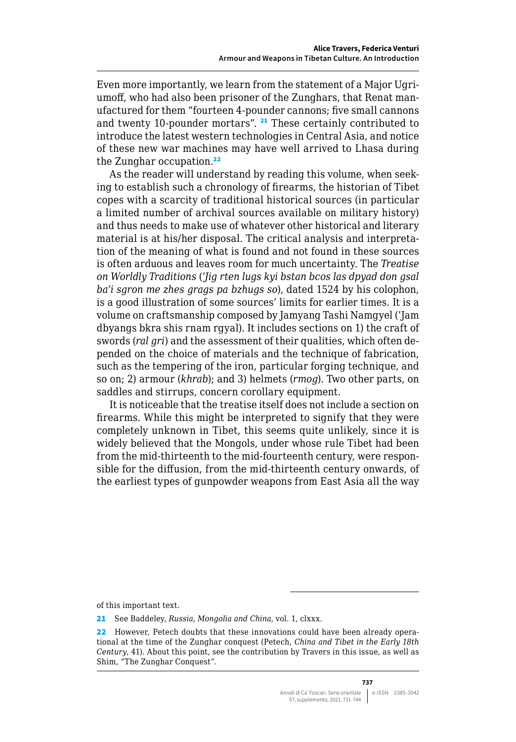Even more importantly, we learn from the statement of a Major Ugriumoff, who had also been prisoner of the Zunghars, that Renat manufactured for them "fourteen 4-pounder cannons; five small cannons and twenty 10-pounder mortars". [21] These certainly contributed to introduce the latest western technologies in Central Asia, and notice of these new war machines may have well arrived to Lhasa during the Zunghar occupation.[22]

As the reader will understand by reading this volume, when seeking to establish such a chronology of firearms, the historian of Tibet copes with a scarcity of traditional historical sources (in particular a limited number of archival sources available on military history) and thus needs to make use of whatever other historical and literary material is at his/her disposal. The critical analysis and interpretation of the meaning of what is found and not found in these sources is often arduous and leaves room for much uncertainty. The *Treatise on Worldly Traditions* (*'Jig rten lugs kyi bstan bcos las dpyad don gsal ba'i sgron me zhes grags pa bzhugs so*), dated 1524 by his colophon, is a good illustration of some sources' limits for earlier times. It is a volume on craftsmanship composed by Jamyang Tashi Namgyel ('Jam dbyangs bkra shis rnam rgyal). It includes sections on 1) the craft of swords (*ral gri*) and the assessment of their qualities, which often depended on the choice of materials and the technique of fabrication, such as the tempering of the iron, particular forging technique, and so on; 2) armour (*khrab*); and 3) helmets (*rmog*). Two other parts, on saddles and stirrups, concern corollary equipment.

It is noticeable that the treatise itself does not include a section on firearms. While this might be interpreted to signify that they were completely unknown in Tibet, this seems quite unlikely, since it is widely believed that the Mongols, under whose rule Tibet had been from the mid-thirteenth to the mid-fourteenth century, were responsible for the diffusion, from the mid-thirteenth century onwards, of the earliest types of gunpowder weapons from East Asia all the way

---

of this important text.

21 See Baddeley, *Russia, Mongolia and China*, vol. 1, clxxx.

22 However, Petech doubts that these innovations could have been already operational at the time of the Zunghar conquest (Petech, *China and Tibet in the Early 18th Century*, 41). About this point, see the contribution by Travers in this issue, as well as Shim, "The Zunghar Conquest".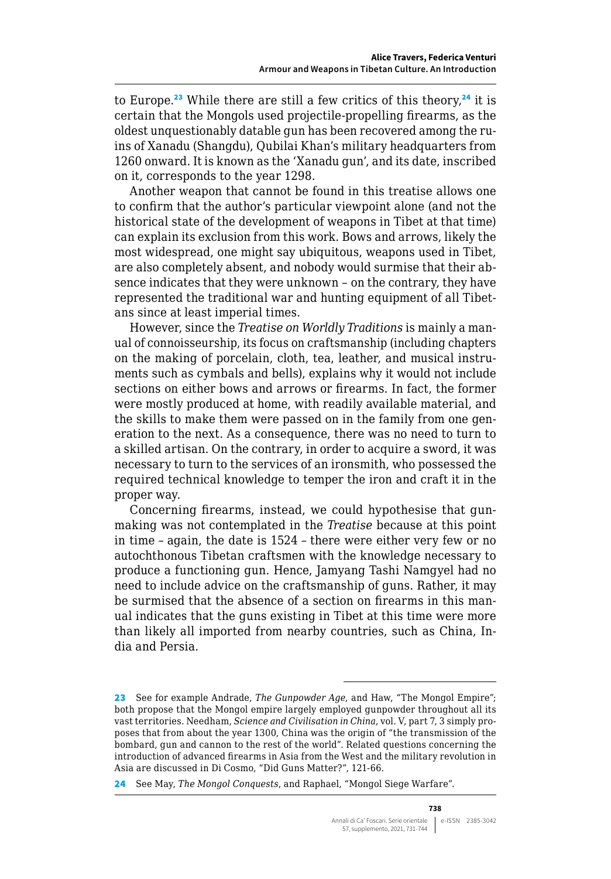to Europe.[23] While there are still a few critics of this theory,[24] it is certain that the Mongols used projectile-propelling firearms, as the oldest unquestionably datable gun has been recovered among the ruins of Xanadu (Shangdu), Qubilai Khan's military headquarters from 1260 onward. It is known as the 'Xanadu gun', and its date, inscribed on it, corresponds to the year 1298.

Another weapon that cannot be found in this treatise allows one to confirm that the author's particular viewpoint alone (and not the historical state of the development of weapons in Tibet at that time) can explain its exclusion from this work. Bows and arrows, likely the most widespread, one might say ubiquitous, weapons used in Tibet, are also completely absent, and nobody would surmise that their absence indicates that they were unknown – on the contrary, they have represented the traditional war and hunting equipment of all Tibetans since at least imperial times.

However, since the *Treatise on Worldly Traditions* is mainly a manual of connoisseurship, its focus on craftsmanship (including chapters on the making of porcelain, cloth, tea, leather, and musical instruments such as cymbals and bells), explains why it would not include sections on either bows and arrows or firearms. In fact, the former were mostly produced at home, with readily available material, and the skills to make them were passed on in the family from one generation to the next. As a consequence, there was no need to turn to a skilled artisan. On the contrary, in order to acquire a sword, it was necessary to turn to the services of an ironsmith, who possessed the required technical knowledge to temper the iron and craft it in the proper way.

Concerning firearms, instead, we could hypothesise that gunmaking was not contemplated in the *Treatise* because at this point in time – again, the date is 1524 – there were either very few or no autochthonous Tibetan craftsmen with the knowledge necessary to produce a functioning gun. Hence, Jamyang Tashi Namgyel had no need to include advice on the craftsmanship of guns. Rather, it may be surmised that the absence of a section on firearms in this manual indicates that the guns existing in Tibet at this time were more than likely all imported from nearby countries, such as China, India and Persia.

---

23 See for example Andrade, *The Gunpowder Age*, and Haw, "The Mongol Empire"; both propose that the Mongol empire largely employed gunpowder throughout all its vast territories. Needham, *Science and Civilisation in China*, vol. V, part 7, 3 simply proposes that from about the year 1300, China was the origin of "the transmission of the bombard, gun and cannon to the rest of the world". Related questions concerning the introduction of advanced firearms in Asia from the West and the military revolution in Asia are discussed in Di Cosmo, "Did Guns Matter?", 121-66.

24 See May, *The Mongol Conquests*, and Raphael, "Mongol Siege Warfare".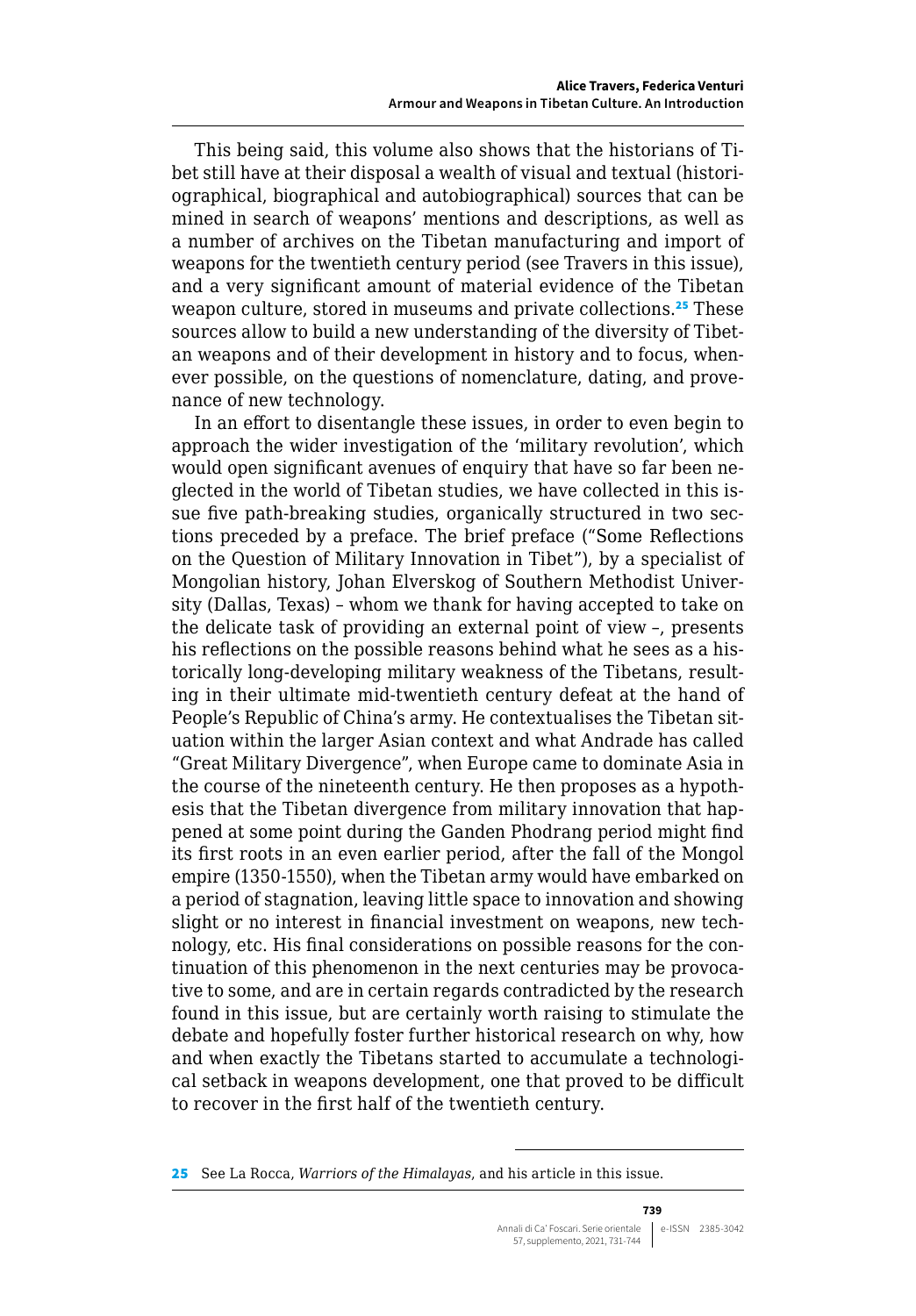This being said, this volume also shows that the historians of Tibet still have at their disposal a wealth of visual and textual (historiographical, biographical and autobiographical) sources that can be mined in search of weapons' mentions and descriptions, as well as a number of archives on the Tibetan manufacturing and import of weapons for the twentieth century period (see Travers in this issue), and a very significant amount of material evidence of the Tibetan weapon culture, stored in museums and private collections.[25] These sources allow to build a new understanding of the diversity of Tibetan weapons and of their development in history and to focus, whenever possible, on the questions of nomenclature, dating, and provenance of new technology.

In an effort to disentangle these issues, in order to even begin to approach the wider investigation of the 'military revolution', which would open significant avenues of enquiry that have so far been neglected in the world of Tibetan studies, we have collected in this issue five path-breaking studies, organically structured in two sections preceded by a preface. The brief preface ("Some Reflections on the Question of Military Innovation in Tibet"), by a specialist of Mongolian history, Johan Elverskog of Southern Methodist University (Dallas, Texas) – whom we thank for having accepted to take on the delicate task of providing an external point of view –, presents his reflections on the possible reasons behind what he sees as a historically long-developing military weakness of the Tibetans, resulting in their ultimate mid-twentieth century defeat at the hand of People's Republic of China's army. He contextualises the Tibetan situation within the larger Asian context and what Andrade has called "Great Military Divergence", when Europe came to dominate Asia in the course of the nineteenth century. He then proposes as a hypothesis that the Tibetan divergence from military innovation that happened at some point during the Ganden Phodrang period might find its first roots in an even earlier period, after the fall of the Mongol empire (1350-1550), when the Tibetan army would have embarked on a period of stagnation, leaving little space to innovation and showing slight or no interest in financial investment on weapons, new technology, etc. His final considerations on possible reasons for the continuation of this phenomenon in the next centuries may be provocative to some, and are in certain regards contradicted by the research found in this issue, but are certainly worth raising to stimulate the debate and hopefully foster further historical research on why, how and when exactly the Tibetans started to accumulate a technological setback in weapons development, one that proved to be difficult to recover in the first half of the twentieth century.

---

25 See La Rocca, *Warriors of the Himalayas*, and his article in this issue.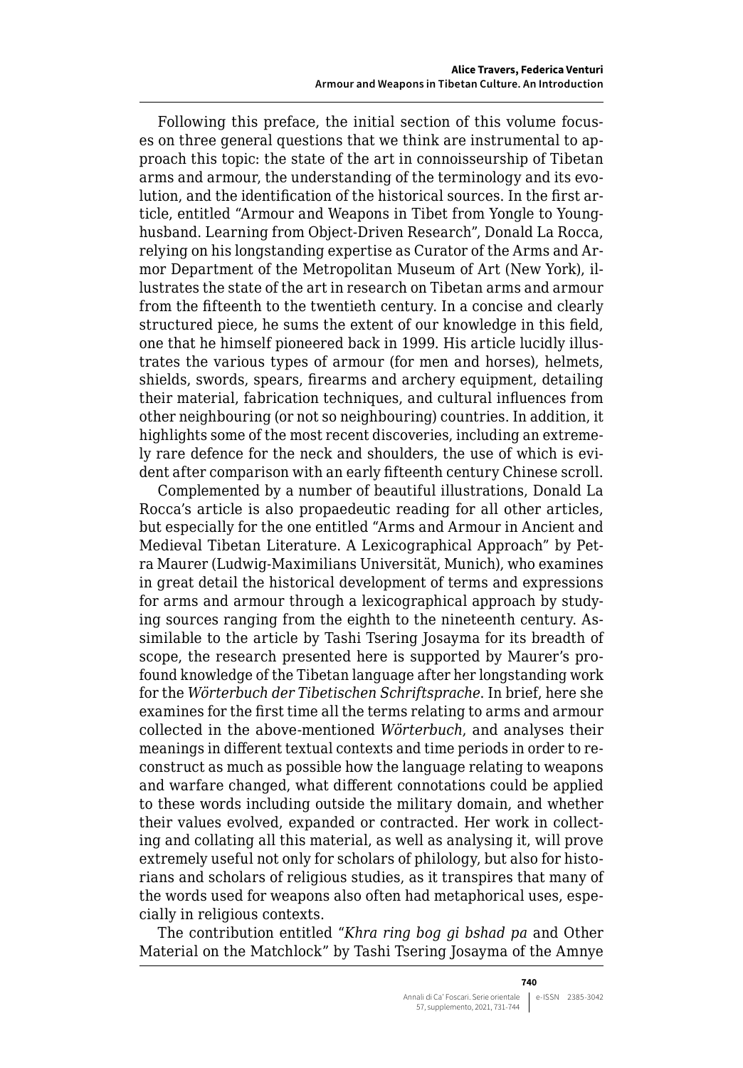Following this preface, the initial section of this volume focuses on three general questions that we think are instrumental to approach this topic: the state of the art in connoisseurship of Tibetan arms and armour, the understanding of the terminology and its evolution, and the identification of the historical sources. In the first article, entitled "Armour and Weapons in Tibet from Yongle to Younghusband. Learning from Object-Driven Research", Donald La Rocca, relying on his longstanding expertise as Curator of the Arms and Armor Department of the Metropolitan Museum of Art (New York), illustrates the state of the art in research on Tibetan arms and armour from the fifteenth to the twentieth century. In a concise and clearly structured piece, he sums the extent of our knowledge in this field, one that he himself pioneered back in 1999. His article lucidly illustrates the various types of armour (for men and horses), helmets, shields, swords, spears, firearms and archery equipment, detailing their material, fabrication techniques, and cultural influences from other neighbouring (or not so neighbouring) countries. In addition, it highlights some of the most recent discoveries, including an extremely rare defence for the neck and shoulders, the use of which is evident after comparison with an early fifteenth century Chinese scroll.

Complemented by a number of beautiful illustrations, Donald La Rocca's article is also propaedeutic reading for all other articles, but especially for the one entitled "Arms and Armour in Ancient and Medieval Tibetan Literature. A Lexicographical Approach" by Petra Maurer (Ludwig-Maximilians Universität, Munich), who examines in great detail the historical development of terms and expressions for arms and armour through a lexicographical approach by studying sources ranging from the eighth to the nineteenth century. Assimilable to the article by Tashi Tsering Josayma for its breadth of scope, the research presented here is supported by Maurer's profound knowledge of the Tibetan language after her longstanding work for the *Wörterbuch der Tibetischen Schriftsprache*. In brief, here she examines for the first time all the terms relating to arms and armour collected in the above-mentioned *Wörterbuch*, and analyses their meanings in different textual contexts and time periods in order to reconstruct as much as possible how the language relating to weapons and warfare changed, what different connotations could be applied to these words including outside the military domain, and whether their values evolved, expanded or contracted. Her work in collecting and collating all this material, as well as analysing it, will prove extremely useful not only for scholars of philology, but also for historians and scholars of religious studies, as it transpires that many of the words used for weapons also often had metaphorical uses, especially in religious contexts.

The contribution entitled "*Khra ring bog gi bshad pa* and Other Material on the Matchlock" by Tashi Tsering Josayma of the Amnye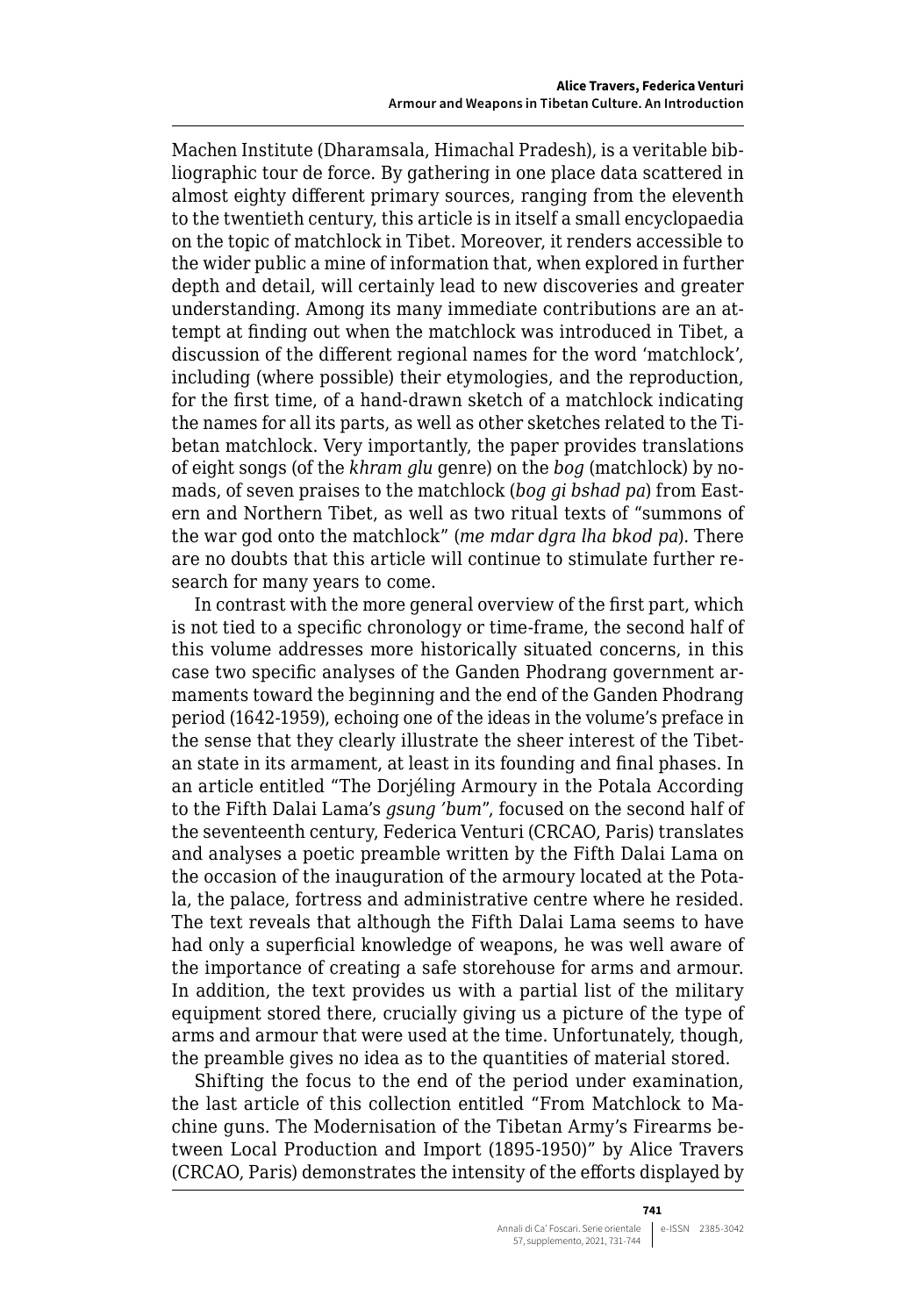Machen Institute (Dharamsala, Himachal Pradesh), is a veritable bibliographic tour de force. By gathering in one place data scattered in almost eighty different primary sources, ranging from the eleventh to the twentieth century, this article is in itself a small encyclopaedia on the topic of matchlock in Tibet. Moreover, it renders accessible to the wider public a mine of information that, when explored in further depth and detail, will certainly lead to new discoveries and greater understanding. Among its many immediate contributions are an attempt at finding out when the matchlock was introduced in Tibet, a discussion of the different regional names for the word 'matchlock', including (where possible) their etymologies, and the reproduction, for the first time, of a hand-drawn sketch of a matchlock indicating the names for all its parts, as well as other sketches related to the Tibetan matchlock. Very importantly, the paper provides translations of eight songs (of the *khram glu* genre) on the *bog* (matchlock) by nomads, of seven praises to the matchlock (*bog gi bshad pa*) from Eastern and Northern Tibet, as well as two ritual texts of "summons of the war god onto the matchlock" (*me mdar dgra lha bkod pa*). There are no doubts that this article will continue to stimulate further research for many years to come.

In contrast with the more general overview of the first part, which is not tied to a specific chronology or time-frame, the second half of this volume addresses more historically situated concerns, in this case two specific analyses of the Ganden Phodrang government armaments toward the beginning and the end of the Ganden Phodrang period (1642-1959), echoing one of the ideas in the volume's preface in the sense that they clearly illustrate the sheer interest of the Tibetan state in its armament, at least in its founding and final phases. In an article entitled "The Dorjéling Armoury in the Potala According to the Fifth Dalai Lama's *gsung 'bum*", focused on the second half of the seventeenth century, Federica Venturi (CRCAO, Paris) translates and analyses a poetic preamble written by the Fifth Dalai Lama on the occasion of the inauguration of the armoury located at the Potala, the palace, fortress and administrative centre where he resided. The text reveals that although the Fifth Dalai Lama seems to have had only a superficial knowledge of weapons, he was well aware of the importance of creating a safe storehouse for arms and armour. In addition, the text provides us with a partial list of the military equipment stored there, crucially giving us a picture of the type of arms and armour that were used at the time. Unfortunately, though, the preamble gives no idea as to the quantities of material stored.

Shifting the focus to the end of the period under examination, the last article of this collection entitled "From Matchlock to Machine guns. The Modernisation of the Tibetan Army's Firearms between Local Production and Import (1895-1950)" by Alice Travers (CRCAO, Paris) demonstrates the intensity of the efforts displayed by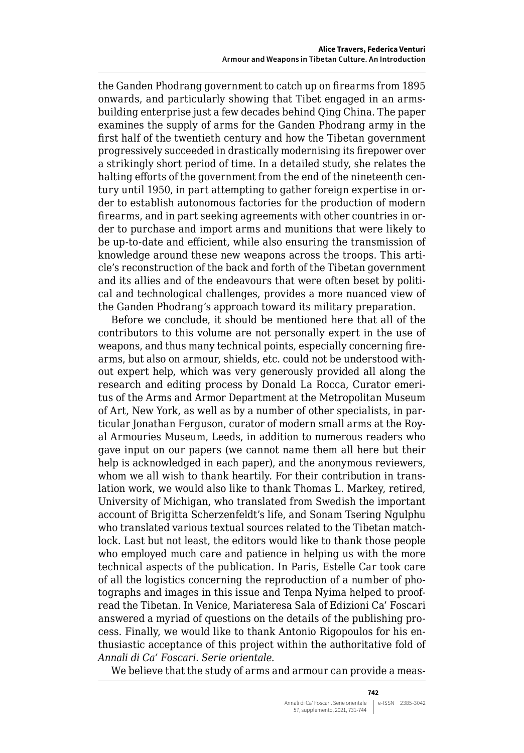the Ganden Phodrang government to catch up on firearms from 1895 onwards, and particularly showing that Tibet engaged in an arms-building enterprise just a few decades behind Qing China. The paper examines the supply of arms for the Ganden Phodrang army in the first half of the twentieth century and how the Tibetan government progressively succeeded in drastically modernising its firepower over a strikingly short period of time. In a detailed study, she relates the halting efforts of the government from the end of the nineteenth century until 1950, in part attempting to gather foreign expertise in order to establish autonomous factories for the production of modern firearms, and in part seeking agreements with other countries in order to purchase and import arms and munitions that were likely to be up-to-date and efficient, while also ensuring the transmission of knowledge around these new weapons across the troops. This article's reconstruction of the back and forth of the Tibetan government and its allies and of the endeavours that were often beset by political and technological challenges, provides a more nuanced view of the Ganden Phodrang's approach toward its military preparation.

Before we conclude, it should be mentioned here that all of the contributors to this volume are not personally expert in the use of weapons, and thus many technical points, especially concerning firearms, but also on armour, shields, etc. could not be understood without expert help, which was very generously provided all along the research and editing process by Donald La Rocca, Curator emeritus of the Arms and Armor Department at the Metropolitan Museum of Art, New York, as well as by a number of other specialists, in particular Jonathan Ferguson, curator of modern small arms at the Royal Armouries Museum, Leeds, in addition to numerous readers who gave input on our papers (we cannot name them all here but their help is acknowledged in each paper), and the anonymous reviewers, whom we all wish to thank heartily. For their contribution in translation work, we would also like to thank Thomas L. Markey, retired, University of Michigan, who translated from Swedish the important account of Brigitta Scherzenfeldt's life, and Sonam Tsering Ngulphu who translated various textual sources related to the Tibetan matchlock. Last but not least, the editors would like to thank those people who employed much care and patience in helping us with the more technical aspects of the publication. In Paris, Estelle Car took care of all the logistics concerning the reproduction of a number of photographs and images in this issue and Tenpa Nyima helped to proofread the Tibetan. In Venice, Mariateresa Sala of Edizioni Ca' Foscari answered a myriad of questions on the details of the publishing process. Finally, we would like to thank Antonio Rigopoulos for his enthusiastic acceptance of this project within the authoritative fold of *Annali di Ca' Foscari. Serie orientale*.

We believe that the study of arms and armour can provide a meas-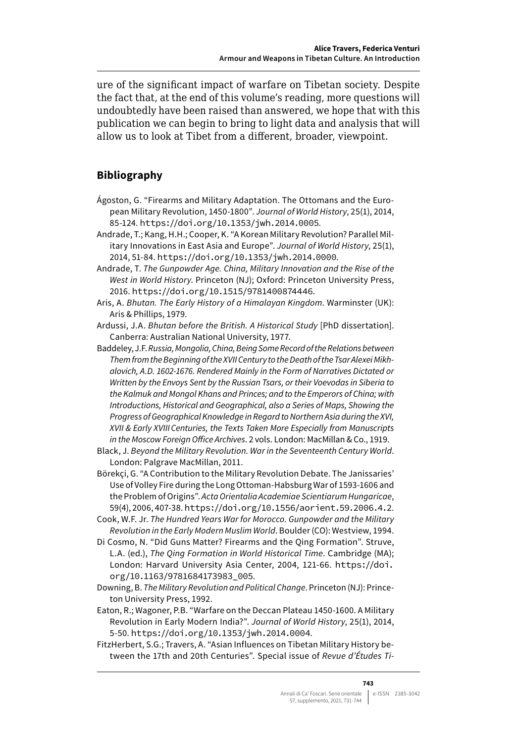ure of the significant impact of warfare on Tibetan society. Despite the fact that, at the end of this volume's reading, more questions will undoubtedly have been raised than answered, we hope that with this publication we can begin to bring to light data and analysis that will allow us to look at Tibet from a different, broader, viewpoint.

## Bibliography

Ágoston, G. "Firearms and Military Adaptation. The Ottomans and the European Military Revolution, 1450-1800". *Journal of World History*, 25(1), 2014, 85-124. https://doi.org/10.1353/jwh.2014.0005.

Andrade, T.; Kang, H.H.; Cooper, K. "A Korean Military Revolution? Parallel Military Innovations in East Asia and Europe". *Journal of World History*, 25(1), 2014, 51-84. https://doi.org/10.1353/jwh.2014.0000.

Andrade, T. *The Gunpowder Age. China, Military Innovation and the Rise of the West in World History*. Princeton (NJ); Oxford: Princeton University Press, 2016. https://doi.org/10.1515/9781400874446.

Aris, A. *Bhutan. The Early History of a Himalayan Kingdom*. Warminster (UK): Aris & Phillips, 1979.

Ardussi, J.A. *Bhutan before the British. A Historical Study* [PhD dissertation]. Canberra: Australian National University, 1977.

Baddeley, J.F. *Russia, Mongolia, China, Being Some Record of the Relations between Them from the Beginning of the XVII Century to the Death of the Tsar Alexei Mikhalovich, A.D. 1602-1676. Rendered Mainly in the Form of Narratives Dictated or Written by the Envoys Sent by the Russian Tsars, or their Voevodas in Siberia to the Kalmuk and Mongol Khans and Princes; and to the Emperors of China; with Introductions, Historical and Geographical, also a Series of Maps, Showing the Progress of Geographical Knowledge in Regard to Northern Asia during the XVI, XVII & Early XVIII Centuries, the Texts Taken More Especially from Manuscripts in the Moscow Foreign Office Archives*. 2 vols. London: MacMillan & Co., 1919.

Black, J. *Beyond the Military Revolution. War in the Seventeenth Century World*. London: Palgrave MacMillan, 2011.

Börekçi, G. "A Contribution to the Military Revolution Debate. The Janissaries' Use of Volley Fire during the Long Ottoman-Habsburg War of 1593-1606 and the Problem of Origins". *Acta Orientalia Academiae Scientiarum Hungaricae*, 59(4), 2006, 407-38. https://doi.org/10.1556/aorient.59.2006.4.2.

Cook, W.F. Jr. *The Hundred Years War for Morocco. Gunpowder and the Military Revolution in the Early Modern Muslim World*. Boulder (CO): Westview, 1994.

Di Cosmo, N. "Did Guns Matter? Firearms and the Qing Formation". Struve, L.A. (ed.), *The Qing Formation in World Historical Time*. Cambridge (MA); London: Harvard University Asia Center, 2004, 121-66. https://doi.org/10.1163/9781684173983_005.

Downing, B. *The Military Revolution and Political Change*. Princeton (NJ): Princeton University Press, 1992.

Eaton, R.; Wagoner, P.B. "Warfare on the Deccan Plateau 1450-1600. A Military Revolution in Early Modern India?". *Journal of World History*, 25(1), 2014, 5-50. https://doi.org/10.1353/jwh.2014.0004.

FitzHerbert, S.G.; Travers, A. "Asian Influences on Tibetan Military History between the 17th and 20th Centuries". Special issue of *Revue d'Études Ti-*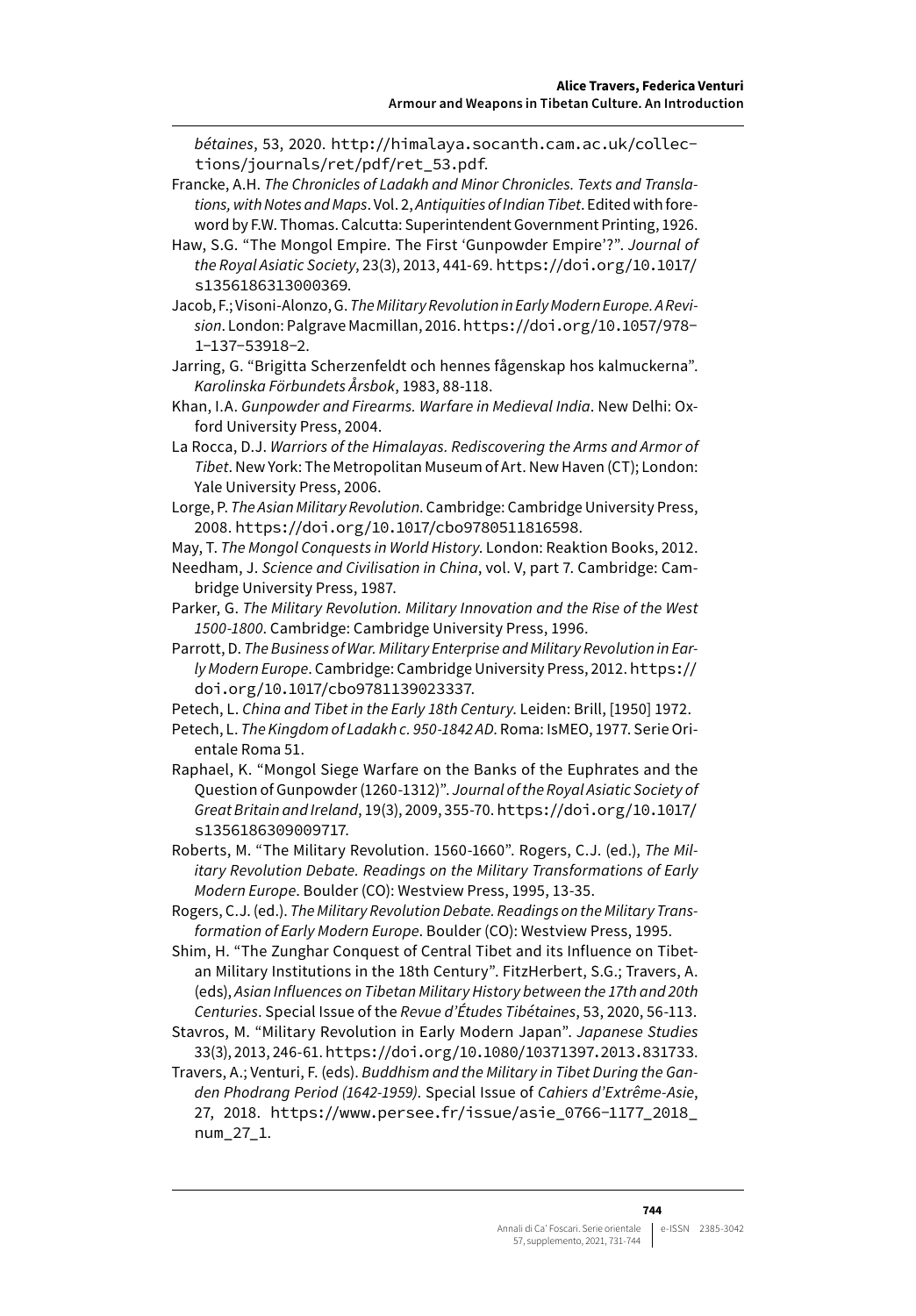*bétaines*, 53, 2020. http://himalaya.socanth.cam.ac.uk/collections/journals/ret/pdf/ret_53.pdf.

Francke, A.H. *The Chronicles of Ladakh and Minor Chronicles. Texts and Translations, with Notes and Maps*. Vol. 2, *Antiquities of Indian Tibet*. Edited with foreword by F.W. Thomas. Calcutta: Superintendent Government Printing, 1926.

Haw, S.G. “The Mongol Empire. The First ‘Gunpowder Empire’?”. *Journal of the Royal Asiatic Society*, 23(3), 2013, 441-69. https://doi.org/10.1017/s1356186313000369.

Jacob, F.; Visoni-Alonzo, G. *The Military Revolution in Early Modern Europe. A Revision*. London: Palgrave Macmillan, 2016. https://doi.org/10.1057/978-1-137-53918-2.

Jarring, G. “Brigitta Scherzenfeldt och hennes fågenskap hos kalmuckerna”. *Karolinska Förbundets Årsbok*, 1983, 88-118.

Khan, I.A. *Gunpowder and Firearms. Warfare in Medieval India*. New Delhi: Oxford University Press, 2004.

La Rocca, D.J. *Warriors of the Himalayas. Rediscovering the Arms and Armor of Tibet*. New York: The Metropolitan Museum of Art. New Haven (CT); London: Yale University Press, 2006.

Lorge, P. *The Asian Military Revolution*. Cambridge: Cambridge University Press, 2008. https://doi.org/10.1017/cbo9780511816598.

May, T. *The Mongol Conquests in World History*. London: Reaktion Books, 2012.

Needham, J. *Science and Civilisation in China*, vol. V, part 7. Cambridge: Cambridge University Press, 1987.

Parker, G. *The Military Revolution. Military Innovation and the Rise of the West 1500-1800*. Cambridge: Cambridge University Press, 1996.

Parrott, D. *The Business of War. Military Enterprise and Military Revolution in Early Modern Europe*. Cambridge: Cambridge University Press, 2012. https://doi.org/10.1017/cbo9781139023337.

Petech, L. *China and Tibet in the Early 18th Century*. Leiden: Brill, [1950] 1972.

Petech, L. *The Kingdom of Ladakh c. 950-1842 AD*. Roma: IsMEO, 1977. Serie Orientale Roma 51.

Raphael, K. “Mongol Siege Warfare on the Banks of the Euphrates and the Question of Gunpowder (1260-1312)”. *Journal of the Royal Asiatic Society of Great Britain and Ireland*, 19(3), 2009, 355-70. https://doi.org/10.1017/s1356186309009717.

Roberts, M. “The Military Revolution. 1560-1660”. Rogers, C.J. (ed.), *The Military Revolution Debate. Readings on the Military Transformations of Early Modern Europe*. Boulder (CO): Westview Press, 1995, 13-35.

Rogers, C.J. (ed.). *The Military Revolution Debate. Readings on the Military Transformation of Early Modern Europe*. Boulder (CO): Westview Press, 1995.

Shim, H. “The Zunghar Conquest of Central Tibet and its Influence on Tibetan Military Institutions in the 18th Century”. FitzHerbert, S.G.; Travers, A. (eds), *Asian Influences on Tibetan Military History between the 17th and 20th Centuries*. Special Issue of the *Revue d’Études Tibétaines*, 53, 2020, 56-113.

Stavros, M. “Military Revolution in Early Modern Japan”. *Japanese Studies* 33(3), 2013, 246-61. https://doi.org/10.1080/10371397.2013.831733.

Travers, A.; Venturi, F. (eds). *Buddhism and the Military in Tibet During the Ganden Phodrang Period (1642-1959)*. Special Issue of *Cahiers d’Extrême-Asie*, 27, 2018. https://www.persee.fr/issue/asie_0766-1177_2018_num_27_1.